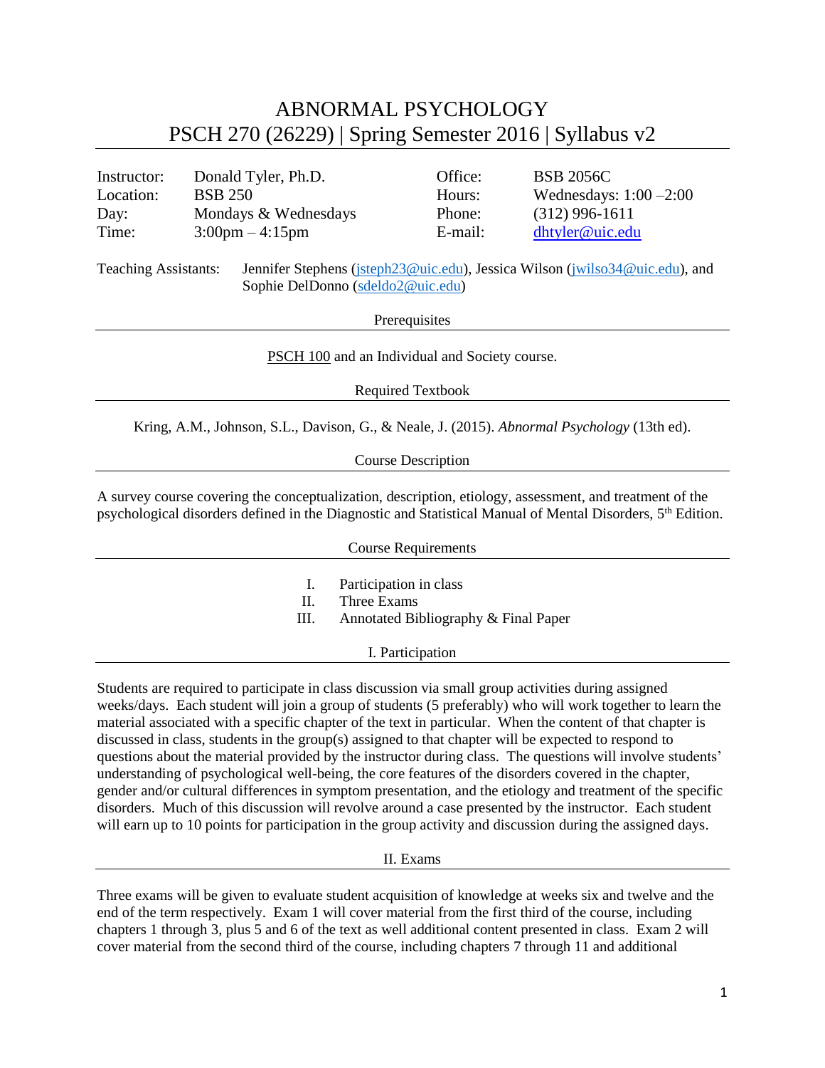# ABNORMAL PSYCHOLOGY
# PSCH 270 (26229) | Spring Semester 2016 | Syllabus v2

| | | | |
|---|---|---|---|
| Instructor: | Donald Tyler, Ph.D. | Office: | BSB 2056C |
| Location: | BSB 250 | Hours: | Wednesdays: 1:00 –2:00 |
| Day: | Mondays & Wednesdays | Phone: | (312) 996-1611 |
| Time: | 3:00pm – 4:15pm | E-mail: | dhtyler@uic.edu |

Teaching Assistants: Jennifer Stephens (jsteph23@uic.edu), Jessica Wilson (jwilso34@uic.edu), and Sophie DelDonno (sdeldo2@uic.edu)

## Prerequisites

PSCH 100 and an Individual and Society course.

## Required Textbook

Kring, A.M., Johnson, S.L., Davison, G., & Neale, J. (2015). *Abnormal Psychology* (13th ed).

## Course Description

A survey course covering the conceptualization, description, etiology, assessment, and treatment of the psychological disorders defined in the Diagnostic and Statistical Manual of Mental Disorders, 5th Edition.

## Course Requirements

I. Participation in class
II. Three Exams
III. Annotated Bibliography & Final Paper

## I. Participation

Students are required to participate in class discussion via small group activities during assigned weeks/days. Each student will join a group of students (5 preferably) who will work together to learn the material associated with a specific chapter of the text in particular. When the content of that chapter is discussed in class, students in the group(s) assigned to that chapter will be expected to respond to questions about the material provided by the instructor during class. The questions will involve students' understanding of psychological well-being, the core features of the disorders covered in the chapter, gender and/or cultural differences in symptom presentation, and the etiology and treatment of the specific disorders. Much of this discussion will revolve around a case presented by the instructor. Each student will earn up to 10 points for participation in the group activity and discussion during the assigned days.

## II. Exams

Three exams will be given to evaluate student acquisition of knowledge at weeks six and twelve and the end of the term respectively. Exam 1 will cover material from the first third of the course, including chapters 1 through 3, plus 5 and 6 of the text as well additional content presented in class. Exam 2 will cover material from the second third of the course, including chapters 7 through 11 and additional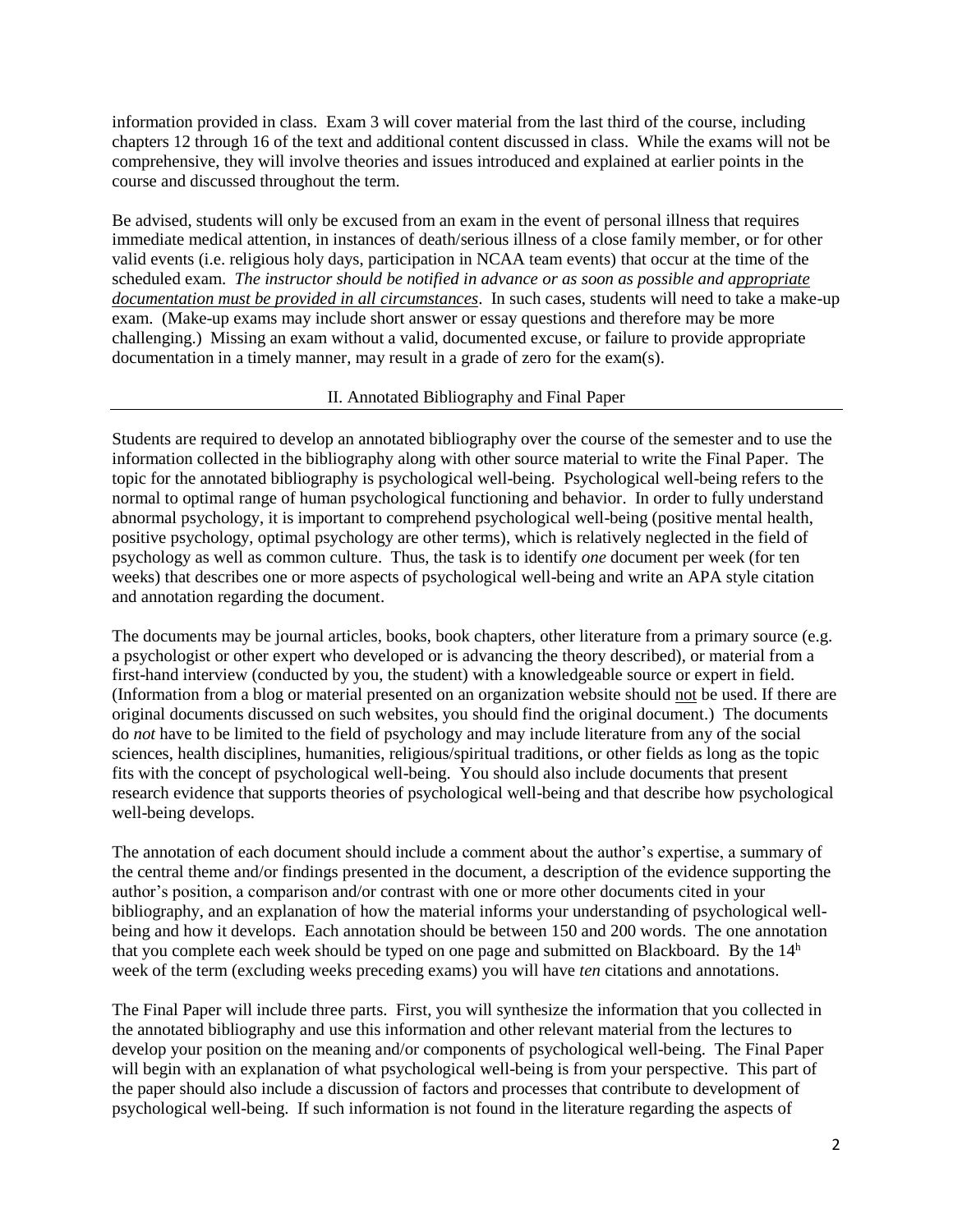information provided in class. Exam 3 will cover material from the last third of the course, including chapters 12 through 16 of the text and additional content discussed in class. While the exams will not be comprehensive, they will involve theories and issues introduced and explained at earlier points in the course and discussed throughout the term.

Be advised, students will only be excused from an exam in the event of personal illness that requires immediate medical attention, in instances of death/serious illness of a close family member, or for other valid events (i.e. religious holy days, participation in NCAA team events) that occur at the time of the scheduled exam. *The instructor should be notified in advance or as soon as possible and appropriate documentation must be provided in all circumstances*. In such cases, students will need to take a make-up exam. (Make-up exams may include short answer or essay questions and therefore may be more challenging.) Missing an exam without a valid, documented excuse, or failure to provide appropriate documentation in a timely manner, may result in a grade of zero for the exam(s).

## II. Annotated Bibliography and Final Paper

Students are required to develop an annotated bibliography over the course of the semester and to use the information collected in the bibliography along with other source material to write the Final Paper. The topic for the annotated bibliography is psychological well-being. Psychological well-being refers to the normal to optimal range of human psychological functioning and behavior. In order to fully understand abnormal psychology, it is important to comprehend psychological well-being (positive mental health, positive psychology, optimal psychology are other terms), which is relatively neglected in the field of psychology as well as common culture. Thus, the task is to identify *one* document per week (for ten weeks) that describes one or more aspects of psychological well-being and write an APA style citation and annotation regarding the document.

The documents may be journal articles, books, book chapters, other literature from a primary source (e.g. a psychologist or other expert who developed or is advancing the theory described), or material from a first-hand interview (conducted by you, the student) with a knowledgeable source or expert in field. (Information from a blog or material presented on an organization website should not be used. If there are original documents discussed on such websites, you should find the original document.) The documents do *not* have to be limited to the field of psychology and may include literature from any of the social sciences, health disciplines, humanities, religious/spiritual traditions, or other fields as long as the topic fits with the concept of psychological well-being. You should also include documents that present research evidence that supports theories of psychological well-being and that describe how psychological well-being develops.

The annotation of each document should include a comment about the author's expertise, a summary of the central theme and/or findings presented in the document, a description of the evidence supporting the author's position, a comparison and/or contrast with one or more other documents cited in your bibliography, and an explanation of how the material informs your understanding of psychological well-being and how it develops. Each annotation should be between 150 and 200 words. The one annotation that you complete each week should be typed on one page and submitted on Blackboard. By the 14h week of the term (excluding weeks preceding exams) you will have *ten* citations and annotations.

The Final Paper will include three parts. First, you will synthesize the information that you collected in the annotated bibliography and use this information and other relevant material from the lectures to develop your position on the meaning and/or components of psychological well-being. The Final Paper will begin with an explanation of what psychological well-being is from your perspective. This part of the paper should also include a discussion of factors and processes that contribute to development of psychological well-being. If such information is not found in the literature regarding the aspects of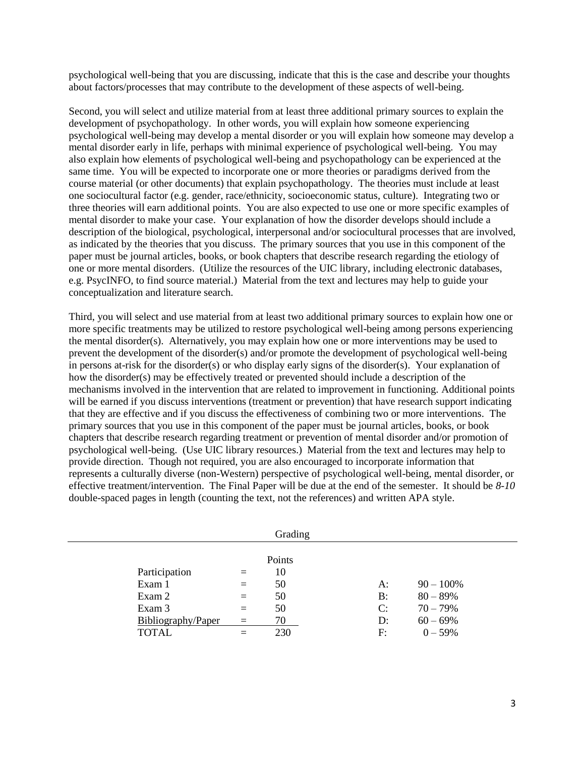psychological well-being that you are discussing, indicate that this is the case and describe your thoughts about factors/processes that may contribute to the development of these aspects of well-being.

Second, you will select and utilize material from at least three additional primary sources to explain the development of psychopathology. In other words, you will explain how someone experiencing psychological well-being may develop a mental disorder or you will explain how someone may develop a mental disorder early in life, perhaps with minimal experience of psychological well-being. You may also explain how elements of psychological well-being and psychopathology can be experienced at the same time. You will be expected to incorporate one or more theories or paradigms derived from the course material (or other documents) that explain psychopathology. The theories must include at least one sociocultural factor (e.g. gender, race/ethnicity, socioeconomic status, culture). Integrating two or three theories will earn additional points. You are also expected to use one or more specific examples of mental disorder to make your case. Your explanation of how the disorder develops should include a description of the biological, psychological, interpersonal and/or sociocultural processes that are involved, as indicated by the theories that you discuss. The primary sources that you use in this component of the paper must be journal articles, books, or book chapters that describe research regarding the etiology of one or more mental disorders. (Utilize the resources of the UIC library, including electronic databases, e.g. PsycINFO, to find source material.) Material from the text and lectures may help to guide your conceptualization and literature search.

Third, you will select and use material from at least two additional primary sources to explain how one or more specific treatments may be utilized to restore psychological well-being among persons experiencing the mental disorder(s). Alternatively, you may explain how one or more interventions may be used to prevent the development of the disorder(s) and/or promote the development of psychological well-being in persons at-risk for the disorder(s) or who display early signs of the disorder(s). Your explanation of how the disorder(s) may be effectively treated or prevented should include a description of the mechanisms involved in the intervention that are related to improvement in functioning. Additional points will be earned if you discuss interventions (treatment or prevention) that have research support indicating that they are effective and if you discuss the effectiveness of combining two or more interventions. The primary sources that you use in this component of the paper must be journal articles, books, or book chapters that describe research regarding treatment or prevention of mental disorder and/or promotion of psychological well-being. (Use UIC library resources.) Material from the text and lectures may help to provide direction. Though not required, you are also encouraged to incorporate information that represents a culturally diverse (non-Western) perspective of psychological well-being, mental disorder, or effective treatment/intervention. The Final Paper will be due at the end of the semester. It should be *8-10* double-spaced pages in length (counting the text, not the references) and written APA style.

## Grading

| | | Points | | |
|---|---|---|---|---|
| Participation | = | 10 | | |
| Exam 1 | = | 50 | A: | 90 – 100% |
| Exam 2 | = | 50 | B: | 80 – 89% |
| Exam 3 | = | 50 | C: | 70 – 79% |
| Bibliography/Paper | = | 70 | D: | 60 – 69% |
| TOTAL | = | 230 | F: | 0 – 59% |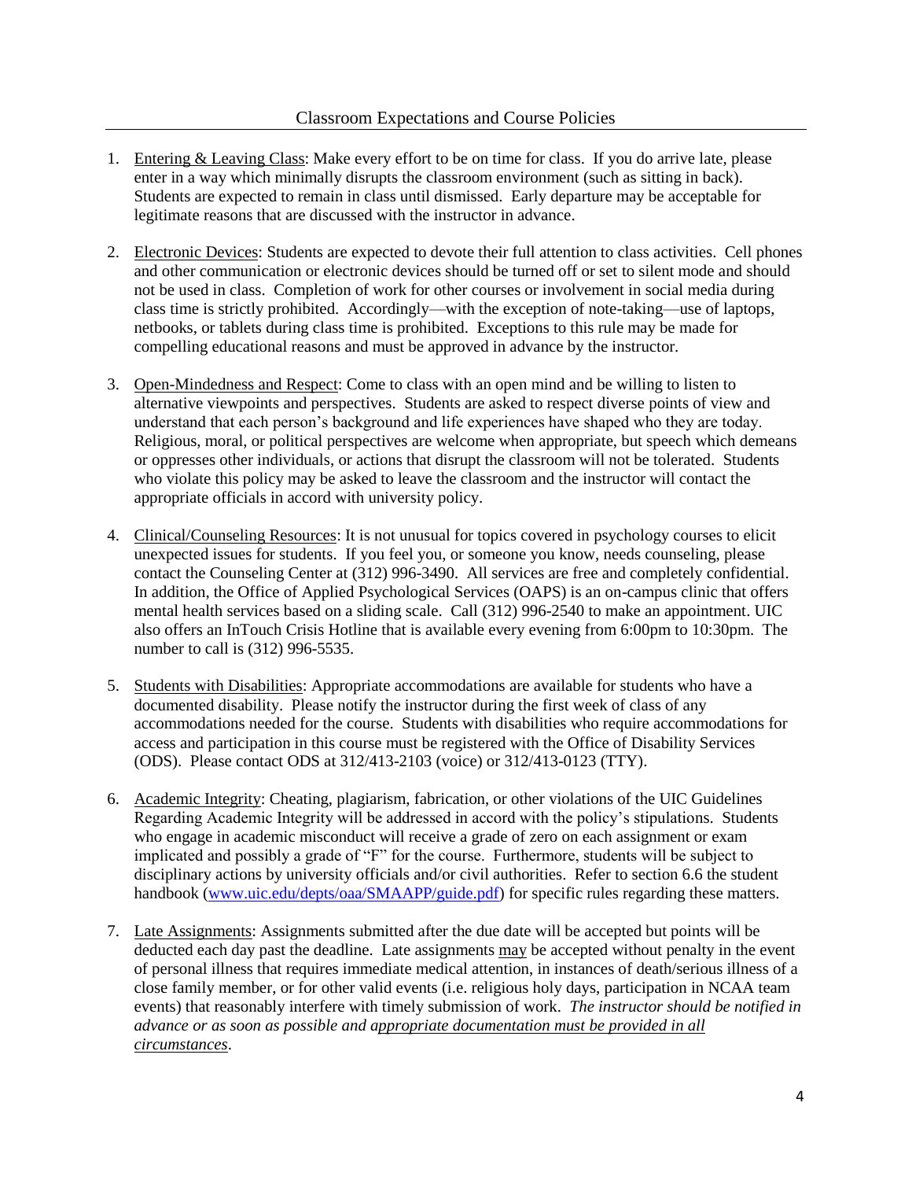## Classroom Expectations and Course Policies

1. Entering & Leaving Class: Make every effort to be on time for class. If you do arrive late, please enter in a way which minimally disrupts the classroom environment (such as sitting in back). Students are expected to remain in class until dismissed. Early departure may be acceptable for legitimate reasons that are discussed with the instructor in advance.

2. Electronic Devices: Students are expected to devote their full attention to class activities. Cell phones and other communication or electronic devices should be turned off or set to silent mode and should not be used in class. Completion of work for other courses or involvement in social media during class time is strictly prohibited. Accordingly—with the exception of note-taking—use of laptops, netbooks, or tablets during class time is prohibited. Exceptions to this rule may be made for compelling educational reasons and must be approved in advance by the instructor.

3. Open-Mindedness and Respect: Come to class with an open mind and be willing to listen to alternative viewpoints and perspectives. Students are asked to respect diverse points of view and understand that each person's background and life experiences have shaped who they are today. Religious, moral, or political perspectives are welcome when appropriate, but speech which demeans or oppresses other individuals, or actions that disrupt the classroom will not be tolerated. Students who violate this policy may be asked to leave the classroom and the instructor will contact the appropriate officials in accord with university policy.

4. Clinical/Counseling Resources: It is not unusual for topics covered in psychology courses to elicit unexpected issues for students. If you feel you, or someone you know, needs counseling, please contact the Counseling Center at (312) 996-3490. All services are free and completely confidential. In addition, the Office of Applied Psychological Services (OAPS) is an on-campus clinic that offers mental health services based on a sliding scale. Call (312) 996-2540 to make an appointment. UIC also offers an InTouch Crisis Hotline that is available every evening from 6:00pm to 10:30pm. The number to call is (312) 996-5535.

5. Students with Disabilities: Appropriate accommodations are available for students who have a documented disability. Please notify the instructor during the first week of class of any accommodations needed for the course. Students with disabilities who require accommodations for access and participation in this course must be registered with the Office of Disability Services (ODS). Please contact ODS at 312/413-2103 (voice) or 312/413-0123 (TTY).

6. Academic Integrity: Cheating, plagiarism, fabrication, or other violations of the UIC Guidelines Regarding Academic Integrity will be addressed in accord with the policy's stipulations. Students who engage in academic misconduct will receive a grade of zero on each assignment or exam implicated and possibly a grade of "F" for the course. Furthermore, students will be subject to disciplinary actions by university officials and/or civil authorities. Refer to section 6.6 the student handbook ([www.uic.edu/depts/oaa/SMAAPP/guide.pdf](www.uic.edu/depts/oaa/SMAAPP/guide.pdf)) for specific rules regarding these matters.

7. Late Assignments: Assignments submitted after the due date will be accepted but points will be deducted each day past the deadline. Late assignments may be accepted without penalty in the event of personal illness that requires immediate medical attention, in instances of death/serious illness of a close family member, or for other valid events (i.e. religious holy days, participation in NCAA team events) that reasonably interfere with timely submission of work. *The instructor should be notified in advance or as soon as possible and appropriate documentation must be provided in all circumstances*.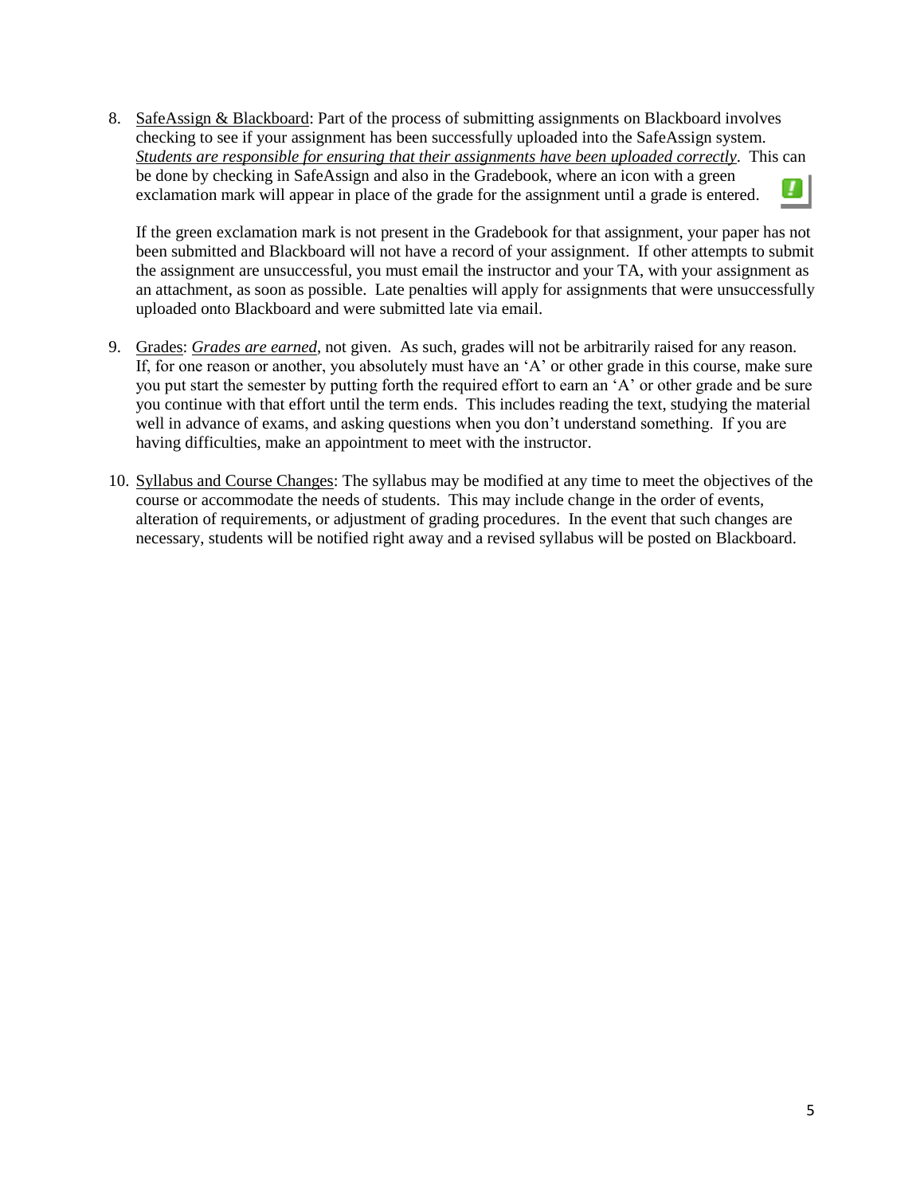8. <u>SafeAssign & Blackboard</u>: Part of the process of submitting assignments on Blackboard involves checking to see if your assignment has been successfully uploaded into the SafeAssign system. *<u>Students are responsible for ensuring that their assignments have been uploaded correctly</u>*. This can be done by checking in SafeAssign and also in the Gradebook, where an icon with a green exclamation mark will appear in place of the grade for the assignment until a grade is entered.

   If the green exclamation mark is not present in the Gradebook for that assignment, your paper has not been submitted and Blackboard will not have a record of your assignment. If other attempts to submit the assignment are unsuccessful, you must email the instructor and your TA, with your assignment as an attachment, as soon as possible. Late penalties will apply for assignments that were unsuccessfully uploaded onto Blackboard and were submitted late via email.

9. <u>Grades</u>: *<u>Grades are earned</u>*, not given. As such, grades will not be arbitrarily raised for any reason. If, for one reason or another, you absolutely must have an 'A' or other grade in this course, make sure you put start the semester by putting forth the required effort to earn an 'A' or other grade and be sure you continue with that effort until the term ends. This includes reading the text, studying the material well in advance of exams, and asking questions when you don't understand something. If you are having difficulties, make an appointment to meet with the instructor.

10. <u>Syllabus and Course Changes</u>: The syllabus may be modified at any time to meet the objectives of the course or accommodate the needs of students. This may include change in the order of events, alteration of requirements, or adjustment of grading procedures. In the event that such changes are necessary, students will be notified right away and a revised syllabus will be posted on Blackboard.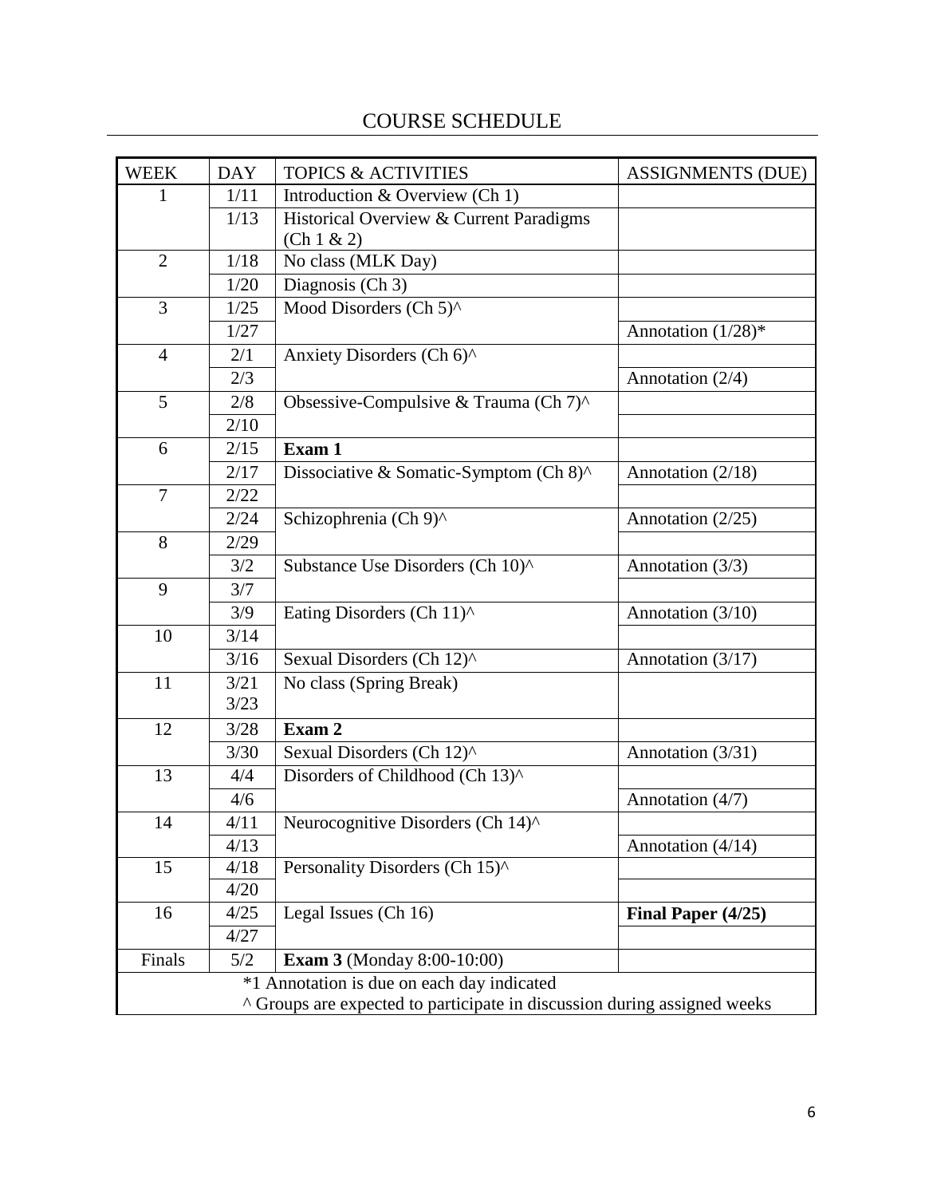# COURSE SCHEDULE

| WEEK | DAY | TOPICS & ACTIVITIES | ASSIGNMENTS (DUE) |
|---|---|---|---|
| 1 | 1/11 | Introduction & Overview (Ch 1) | |
| | 1/13 | Historical Overview & Current Paradigms (Ch 1 & 2) | |
| 2 | 1/18 | No class (MLK Day) | |
| | 1/20 | Diagnosis (Ch 3) | |
| 3 | 1/25 | Mood Disorders (Ch 5)^ | |
| | 1/27 | | Annotation (1/28)* |
| 4 | 2/1 | Anxiety Disorders (Ch 6)^ | |
| | 2/3 | | Annotation (2/4) |
| 5 | 2/8 | Obsessive-Compulsive & Trauma (Ch 7)^ | |
| | 2/10 | | |
| 6 | 2/15 | **Exam 1** | |
| | 2/17 | Dissociative & Somatic-Symptom (Ch 8)^ | Annotation (2/18) |
| 7 | 2/22 | | |
| | 2/24 | Schizophrenia (Ch 9)^ | Annotation (2/25) |
| 8 | 2/29 | | |
| | 3/2 | Substance Use Disorders (Ch 10)^ | Annotation (3/3) |
| 9 | 3/7 | | |
| | 3/9 | Eating Disorders (Ch 11)^ | Annotation (3/10) |
| 10 | 3/14 | | |
| | 3/16 | Sexual Disorders (Ch 12)^ | Annotation (3/17) |
| 11 | 3/21<br>3/23 | No class (Spring Break) | |
| 12 | 3/28 | **Exam 2** | |
| | 3/30 | Sexual Disorders (Ch 12)^ | Annotation (3/31) |
| 13 | 4/4 | Disorders of Childhood (Ch 13)^ | |
| | 4/6 | | Annotation (4/7) |
| 14 | 4/11 | Neurocognitive Disorders (Ch 14)^ | |
| | 4/13 | | Annotation (4/14) |
| 15 | 4/18 | Personality Disorders (Ch 15)^ | |
| | 4/20 | | |
| 16 | 4/25 | Legal Issues (Ch 16) | **Final Paper (4/25)** |
| | 4/27 | | |
| Finals | 5/2 | **Exam 3** (Monday 8:00-10:00) | |

*1 Annotation is due on each day indicated

^ Groups are expected to participate in discussion during assigned weeks